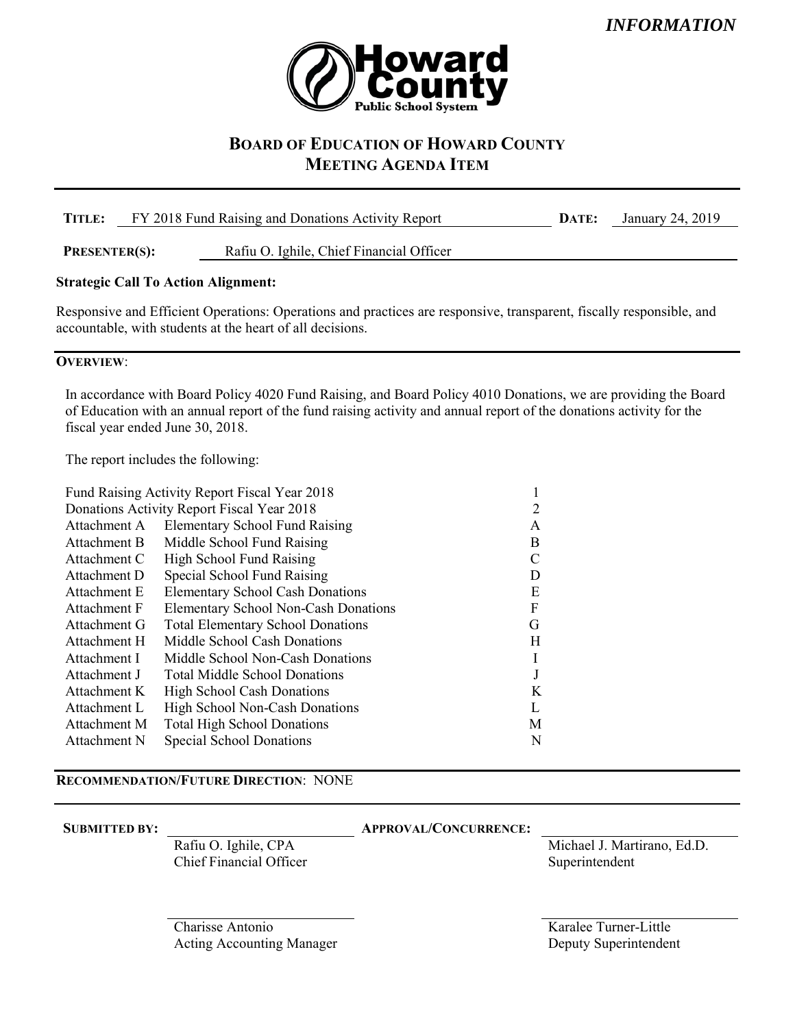*INFORMATION*

Howard County Public School System

# BOARD OF EDUCATION OF HOWARD COUNTY
## MEETING AGENDA ITEM

**TITLE:** FY 2018 Fund Raising and Donations Activity Report **DATE:** January 24, 2019

**PRESENTER(S):** Rafiu O. Ighile, Chief Financial Officer

**Strategic Call To Action Alignment:**

Responsive and Efficient Operations: Operations and practices are responsive, transparent, fiscally responsible, and accountable, with students at the heart of all decisions.

**OVERVIEW**:

In accordance with Board Policy 4020 Fund Raising, and Board Policy 4010 Donations, we are providing the Board of Education with an annual report of the fund raising activity and annual report of the donations activity for the fiscal year ended June 30, 2018.

The report includes the following:

| | | |
|---|---|---|
| Fund Raising Activity Report Fiscal Year 2018 | | 1 |
| Donations Activity Report Fiscal Year 2018 | | 2 |
| Attachment A | Elementary School Fund Raising | A |
| Attachment B | Middle School Fund Raising | B |
| Attachment C | High School Fund Raising | C |
| Attachment D | Special School Fund Raising | D |
| Attachment E | Elementary School Cash Donations | E |
| Attachment F | Elementary School Non-Cash Donations | F |
| Attachment G | Total Elementary School Donations | G |
| Attachment H | Middle School Cash Donations | H |
| Attachment I | Middle School Non-Cash Donations | I |
| Attachment J | Total Middle School Donations | J |
| Attachment K | High School Cash Donations | K |
| Attachment L | High School Non-Cash Donations | L |
| Attachment M | Total High School Donations | M |
| Attachment N | Special School Donations | N |

**RECOMMENDATION/FUTURE DIRECTION**: NONE

**SUBMITTED BY:**

Rafiu O. Ighile, CPA
Chief Financial Officer

Charisse Antonio
Acting Accounting Manager

**APPROVAL/CONCURRENCE:**

Michael J. Martirano, Ed.D.
Superintendent

Karalee Turner-Little
Deputy Superintendent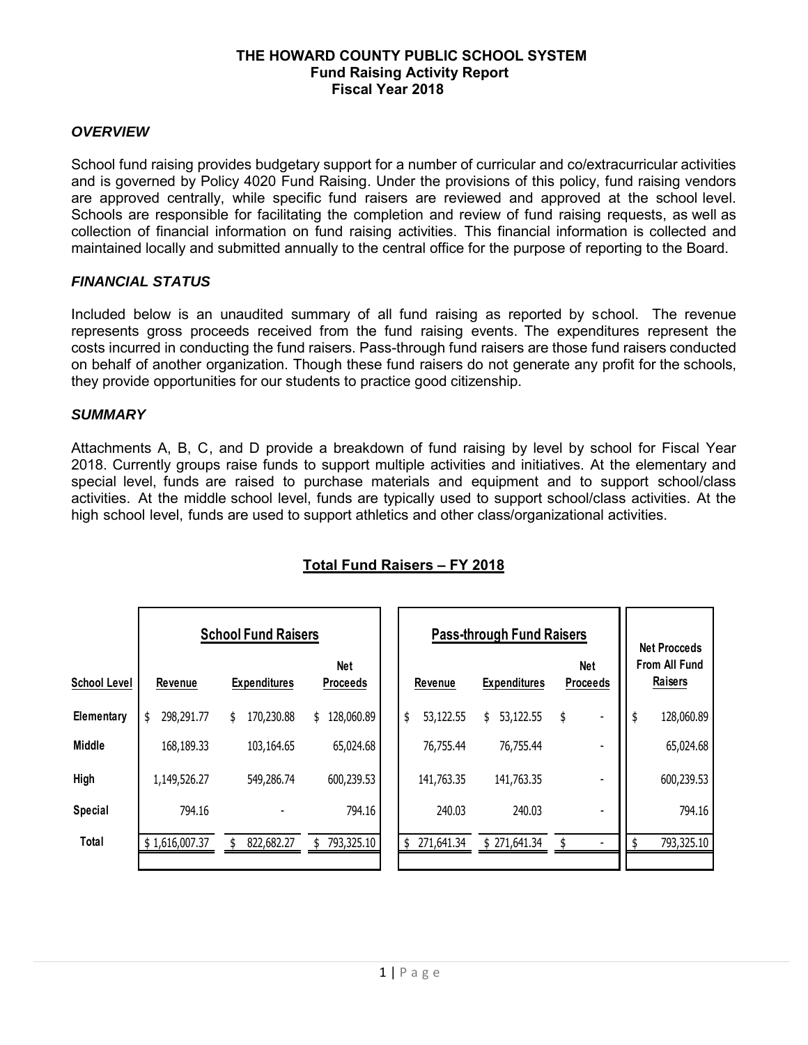**THE HOWARD COUNTY PUBLIC SCHOOL SYSTEM**
**Fund Raising Activity Report**
**Fiscal Year 2018**

### *OVERVIEW*

School fund raising provides budgetary support for a number of curricular and co/extracurricular activities and is governed by Policy 4020 Fund Raising. Under the provisions of this policy, fund raising vendors are approved centrally, while specific fund raisers are reviewed and approved at the school level. Schools are responsible for facilitating the completion and review of fund raising requests, as well as collection of financial information on fund raising activities. This financial information is collected and maintained locally and submitted annually to the central office for the purpose of reporting to the Board.

### *FINANCIAL STATUS*

Included below is an unaudited summary of all fund raising as reported by school. The revenue represents gross proceeds received from the fund raising events. The expenditures represent the costs incurred in conducting the fund raisers. Pass-through fund raisers are those fund raisers conducted on behalf of another organization. Though these fund raisers do not generate any profit for the schools, they provide opportunities for our students to practice good citizenship.

### *SUMMARY*

Attachments A, B, C, and D provide a breakdown of fund raising by level by school for Fiscal Year 2018. Currently groups raise funds to support multiple activities and initiatives. At the elementary and special level, funds are raised to purchase materials and equipment and to support school/class activities. At the middle school level, funds are typically used to support school/class activities. At the high school level, funds are used to support athletics and other class/organizational activities.

**Total Fund Raisers – FY 2018**

| | School Fund Raisers | | | Pass-through Fund Raisers | | | Net Procceds From All Fund Raisers |
|---|---|---|---|---|---|---|---|
| **School Level** | **Revenue** | **Expenditures** | **Net Proceeds** | **Revenue** | **Expenditures** | **Net Proceeds** | |
| **Elementary** | $ 298,291.77 | $ 170,230.88 | $ 128,060.89 | $ 53,122.55 | $ 53,122.55 | $ - | $ 128,060.89 |
| **Middle** | 168,189.33 | 103,164.65 | 65,024.68 | 76,755.44 | 76,755.44 | - | 65,024.68 |
| **High** | 1,149,526.27 | 549,286.74 | 600,239.53 | 141,763.35 | 141,763.35 | - | 600,239.53 |
| **Special** | 794.16 | - | 794.16 | 240.03 | 240.03 | - | 794.16 |
| **Total** | $ 1,616,007.37 | $ 822,682.27 | $ 793,325.10 | $ 271,641.34 | $ 271,641.34 | $ - | $ 793,325.10 |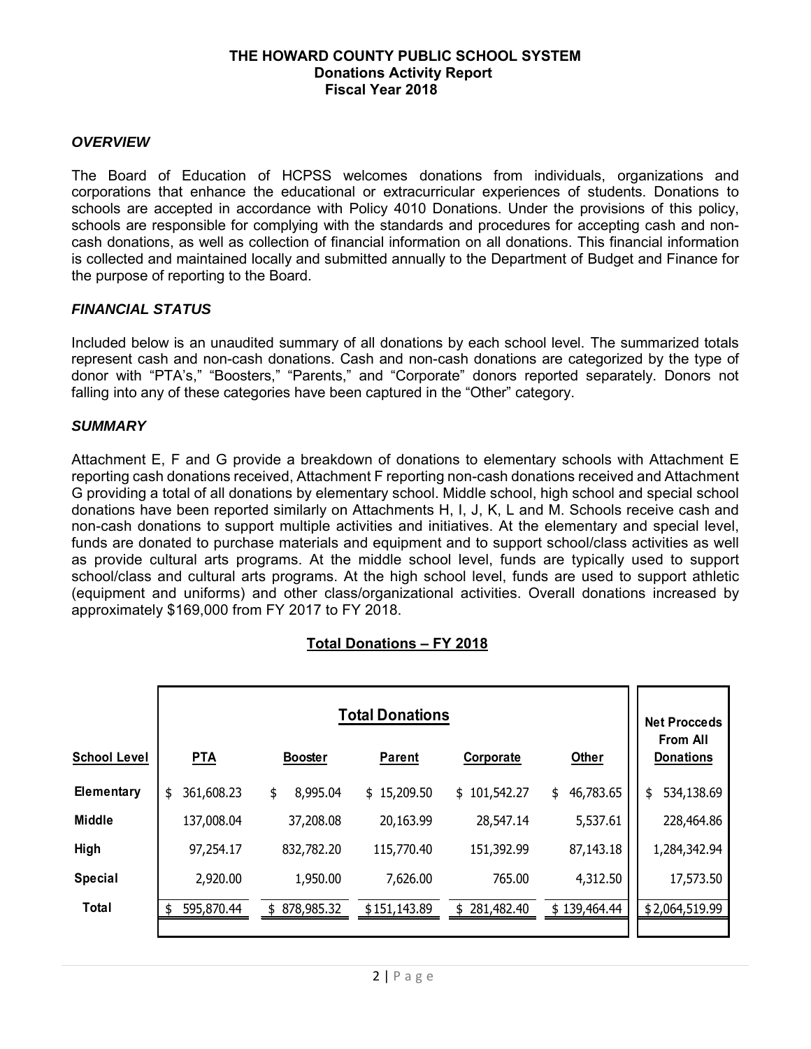**THE HOWARD COUNTY PUBLIC SCHOOL SYSTEM**
**Donations Activity Report**
**Fiscal Year 2018**

### *OVERVIEW*

The Board of Education of HCPSS welcomes donations from individuals, organizations and corporations that enhance the educational or extracurricular experiences of students. Donations to schools are accepted in accordance with Policy 4010 Donations. Under the provisions of this policy, schools are responsible for complying with the standards and procedures for accepting cash and non-cash donations, as well as collection of financial information on all donations. This financial information is collected and maintained locally and submitted annually to the Department of Budget and Finance for the purpose of reporting to the Board.

### *FINANCIAL STATUS*

Included below is an unaudited summary of all donations by each school level. The summarized totals represent cash and non-cash donations. Cash and non-cash donations are categorized by the type of donor with "PTA's," "Boosters," "Parents," and "Corporate" donors reported separately. Donors not falling into any of these categories have been captured in the "Other" category.

### *SUMMARY*

Attachment E, F and G provide a breakdown of donations to elementary schools with Attachment E reporting cash donations received, Attachment F reporting non-cash donations received and Attachment G providing a total of all donations by elementary school. Middle school, high school and special school donations have been reported similarly on Attachments H, I, J, K, L and M. Schools receive cash and non-cash donations to support multiple activities and initiatives. At the elementary and special level, funds are donated to purchase materials and equipment and to support school/class activities as well as provide cultural arts programs. At the middle school level, funds are typically used to support school/class and cultural arts programs. At the high school level, funds are used to support athletic (equipment and uniforms) and other class/organizational activities. Overall donations increased by approximately $169,000 from FY 2017 to FY 2018.

**Total Donations – FY 2018**

| | Total Donations | | | | | Net Procceds From All Donations |
|---|---|---|---|---|---|---|
| **School Level** | **PTA** | **Booster** | **Parent** | **Corporate** | **Other** | |
| **Elementary** | $ 361,608.23 | $ 8,995.04 | $ 15,209.50 | $ 101,542.27 | $ 46,783.65 | $ 534,138.69 |
| **Middle** | 137,008.04 | 37,208.08 | 20,163.99 | 28,547.14 | 5,537.61 | 228,464.86 |
| **High** | 97,254.17 | 832,782.20 | 115,770.40 | 151,392.99 | 87,143.18 | 1,284,342.94 |
| **Special** | 2,920.00 | 1,950.00 | 7,626.00 | 765.00 | 4,312.50 | 17,573.50 |
| **Total** | $ 595,870.44 | $ 878,985.32 | $151,143.89 | $ 281,482.40 | $ 139,464.44 | $2,064,519.99 |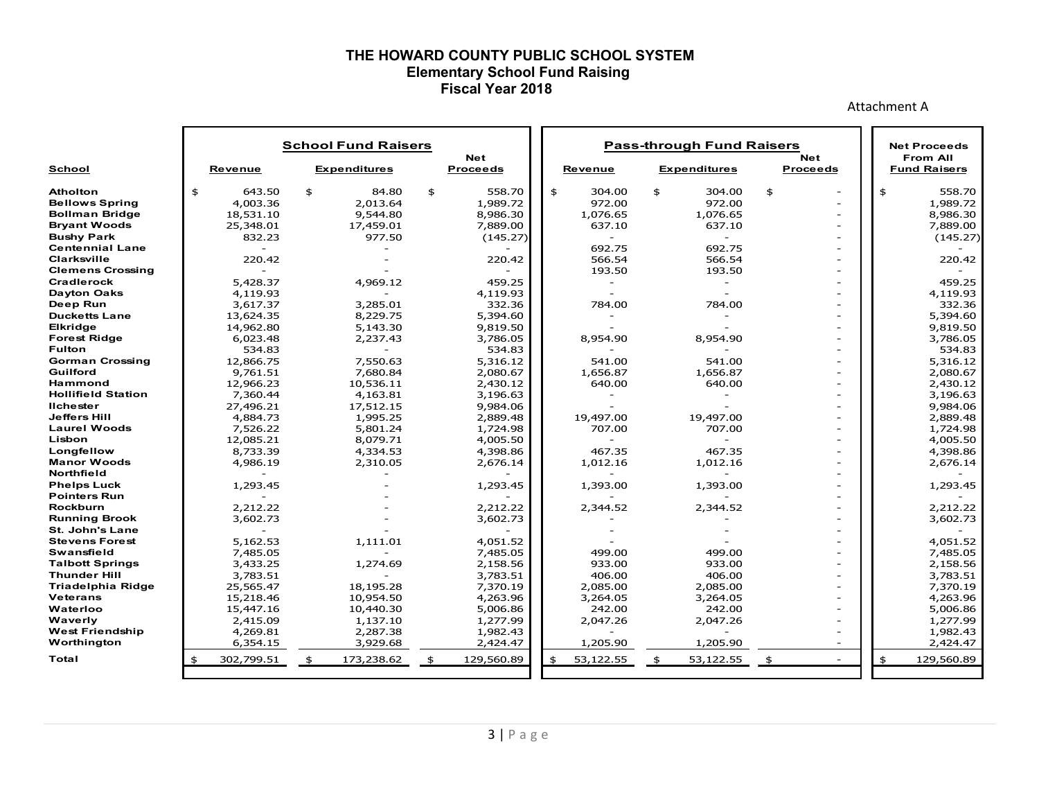# THE HOWARD COUNTY PUBLIC SCHOOL SYSTEM

## Elementary School Fund Raising

### Fiscal Year 2018

Attachment A

| School | School Fund Raisers | | | Pass-through Fund Raisers | | | Net Proceeds From All Fund Raisers |
|---|---|---|---|---|---|---|---|
| | Revenue | Expenditures | Net Proceeds | Revenue | Expenditures | Net Proceeds | |
| Atholton | $ 643.50 | $ 84.80 | $ 558.70 | $ 304.00 | $ 304.00 | $ - | $ 558.70 |
| Bellows Spring | 4,003.36 | 2,013.64 | 1,989.72 | 972.00 | 972.00 | - | 1,989.72 |
| Bollman Bridge | 18,531.10 | 9,544.80 | 8,986.30 | 1,076.65 | 1,076.65 | - | 8,986.30 |
| Bryant Woods | 25,348.01 | 17,459.01 | 7,889.00 | 637.10 | 637.10 | - | 7,889.00 |
| Bushy Park | 832.23 | 977.50 | (145.27) | - | - | - | (145.27) |
| Centennial Lane | - | - | - | 692.75 | 692.75 | - | - |
| Clarksville | 220.42 | - | 220.42 | 566.54 | 566.54 | - | 220.42 |
| Clemens Crossing | - | - | - | 193.50 | 193.50 | - | - |
| Cradlerock | 5,428.37 | 4,969.12 | 459.25 | - | - | - | 459.25 |
| Dayton Oaks | 4,119.93 | - | 4,119.93 | - | - | - | 4,119.93 |
| Deep Run | 3,617.37 | 3,285.01 | 332.36 | 784.00 | 784.00 | - | 332.36 |
| Ducketts Lane | 13,624.35 | 8,229.75 | 5,394.60 | - | - | - | 5,394.60 |
| Elkridge | 14,962.80 | 5,143.30 | 9,819.50 | - | - | - | 9,819.50 |
| Forest Ridge | 6,023.48 | 2,237.43 | 3,786.05 | 8,954.90 | 8,954.90 | - | 3,786.05 |
| Fulton | 534.83 | - | 534.83 | - | - | - | 534.83 |
| Gorman Crossing | 12,866.75 | 7,550.63 | 5,316.12 | 541.00 | 541.00 | - | 5,316.12 |
| Guilford | 9,761.51 | 7,680.84 | 2,080.67 | 1,656.87 | 1,656.87 | - | 2,080.67 |
| Hammond | 12,966.23 | 10,536.11 | 2,430.12 | 640.00 | 640.00 | - | 2,430.12 |
| Hollifield Station | 7,360.44 | 4,163.81 | 3,196.63 | - | - | - | 3,196.63 |
| Ilchester | 27,496.21 | 17,512.15 | 9,984.06 | - | - | - | 9,984.06 |
| Jeffers Hill | 4,884.73 | 1,995.25 | 2,889.48 | 19,497.00 | 19,497.00 | - | 2,889.48 |
| Laurel Woods | 7,526.22 | 5,801.24 | 1,724.98 | 707.00 | 707.00 | - | 1,724.98 |
| Lisbon | 12,085.21 | 8,079.71 | 4,005.50 | - | - | - | 4,005.50 |
| Longfellow | 8,733.39 | 4,334.53 | 4,398.86 | 467.35 | 467.35 | - | 4,398.86 |
| Manor Woods | 4,986.19 | 2,310.05 | 2,676.14 | 1,012.16 | 1,012.16 | - | 2,676.14 |
| Northfield | - | - | - | - | - | - | - |
| Phelps Luck | 1,293.45 | - | 1,293.45 | 1,393.00 | 1,393.00 | - | 1,293.45 |
| Pointers Run | - | - | - | - | - | - | - |
| Rockburn | 2,212.22 | - | 2,212.22 | 2,344.52 | 2,344.52 | - | 2,212.22 |
| Running Brook | 3,602.73 | - | 3,602.73 | - | - | - | 3,602.73 |
| St. John's Lane | - | - | - | - | - | - | - |
| Stevens Forest | 5,162.53 | 1,111.01 | 4,051.52 | - | - | - | 4,051.52 |
| Swansfield | 7,485.05 | - | 7,485.05 | 499.00 | 499.00 | - | 7,485.05 |
| Talbott Springs | 3,433.25 | 1,274.69 | 2,158.56 | 933.00 | 933.00 | - | 2,158.56 |
| Thunder Hill | 3,783.51 | - | 3,783.51 | 406.00 | 406.00 | - | 3,783.51 |
| Triadelphia Ridge | 25,565.47 | 18,195.28 | 7,370.19 | 2,085.00 | 2,085.00 | - | 7,370.19 |
| Veterans | 15,218.46 | 10,954.50 | 4,263.96 | 3,264.05 | 3,264.05 | - | 4,263.96 |
| Waterloo | 15,447.16 | 10,440.30 | 5,006.86 | 242.00 | 242.00 | - | 5,006.86 |
| Waverly | 2,415.09 | 1,137.10 | 1,277.99 | 2,047.26 | 2,047.26 | - | 1,277.99 |
| West Friendship | 4,269.81 | 2,287.38 | 1,982.43 | - | - | - | 1,982.43 |
| Worthington | 6,354.15 | 3,929.68 | 2,424.47 | 1,205.90 | 1,205.90 | - | 2,424.47 |
| Total | $ 302,799.51 | $ 173,238.62 | $ 129,560.89 | $ 53,122.55 | $ 53,122.55 | $ - | $ 129,560.89 |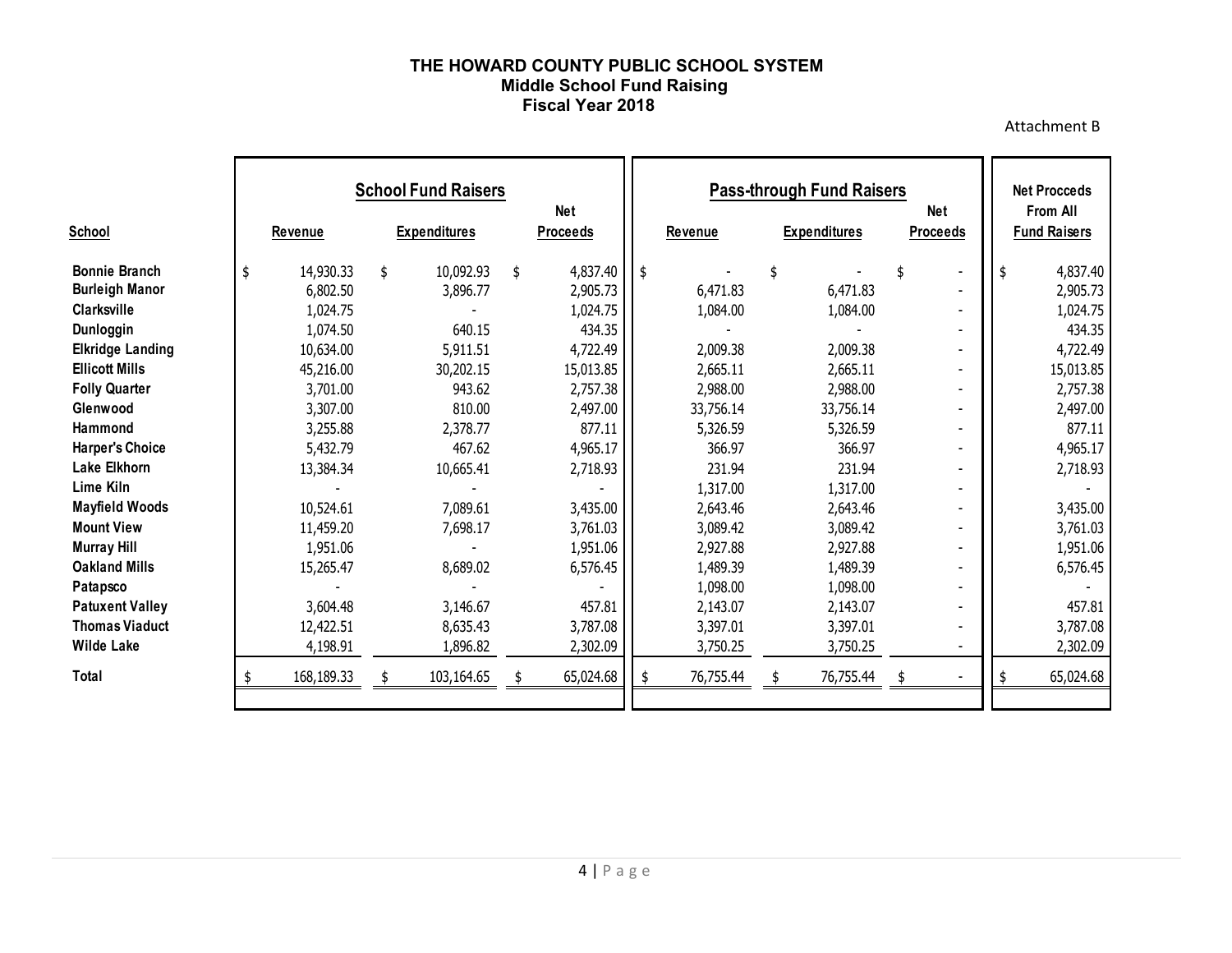**THE HOWARD COUNTY PUBLIC SCHOOL SYSTEM**
**Middle School Fund Raising**
**Fiscal Year 2018**

Attachment B

| | School Fund Raisers | | | Pass-through Fund Raisers | | | Net Procceds From All Fund Raisers |
|---|---|---|---|---|---|---|---|
| **School** | **Revenue** | **Expenditures** | **Net Proceeds** | **Revenue** | **Expenditures** | **Net Proceeds** | |
| **Bonnie Branch** | $ 14,930.33 | $ 10,092.93 | $ 4,837.40 | $ - | $ - | $ - | $ 4,837.40 |
| **Burleigh Manor** | 6,802.50 | 3,896.77 | 2,905.73 | 6,471.83 | 6,471.83 | - | 2,905.73 |
| **Clarksville** | 1,024.75 | - | 1,024.75 | 1,084.00 | 1,084.00 | - | 1,024.75 |
| **Dunloggin** | 1,074.50 | 640.15 | 434.35 | - | - | - | 434.35 |
| **Elkridge Landing** | 10,634.00 | 5,911.51 | 4,722.49 | 2,009.38 | 2,009.38 | - | 4,722.49 |
| **Ellicott Mills** | 45,216.00 | 30,202.15 | 15,013.85 | 2,665.11 | 2,665.11 | - | 15,013.85 |
| **Folly Quarter** | 3,701.00 | 943.62 | 2,757.38 | 2,988.00 | 2,988.00 | - | 2,757.38 |
| **Glenwood** | 3,307.00 | 810.00 | 2,497.00 | 33,756.14 | 33,756.14 | - | 2,497.00 |
| **Hammond** | 3,255.88 | 2,378.77 | 877.11 | 5,326.59 | 5,326.59 | - | 877.11 |
| **Harper's Choice** | 5,432.79 | 467.62 | 4,965.17 | 366.97 | 366.97 | - | 4,965.17 |
| **Lake Elkhorn** | 13,384.34 | 10,665.41 | 2,718.93 | 231.94 | 231.94 | - | 2,718.93 |
| **Lime Kiln** | - | - | - | 1,317.00 | 1,317.00 | - | - |
| **Mayfield Woods** | 10,524.61 | 7,089.61 | 3,435.00 | 2,643.46 | 2,643.46 | - | 3,435.00 |
| **Mount View** | 11,459.20 | 7,698.17 | 3,761.03 | 3,089.42 | 3,089.42 | - | 3,761.03 |
| **Murray Hill** | 1,951.06 | - | 1,951.06 | 2,927.88 | 2,927.88 | - | 1,951.06 |
| **Oakland Mills** | 15,265.47 | 8,689.02 | 6,576.45 | 1,489.39 | 1,489.39 | - | 6,576.45 |
| **Patapsco** | - | - | - | 1,098.00 | 1,098.00 | - | - |
| **Patuxent Valley** | 3,604.48 | 3,146.67 | 457.81 | 2,143.07 | 2,143.07 | - | 457.81 |
| **Thomas Viaduct** | 12,422.51 | 8,635.43 | 3,787.08 | 3,397.01 | 3,397.01 | - | 3,787.08 |
| **Wilde Lake** | 4,198.91 | 1,896.82 | 2,302.09 | 3,750.25 | 3,750.25 | - | 2,302.09 |
| **Total** | $ 168,189.33 | $ 103,164.65 | $ 65,024.68 | $ 76,755.44 | $ 76,755.44 | $ - | $ 65,024.68 |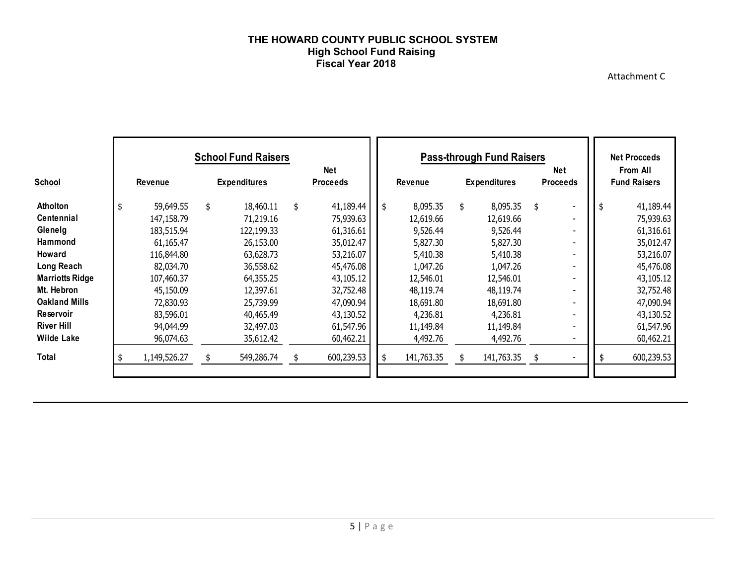# THE HOWARD COUNTY PUBLIC SCHOOL SYSTEM
## High School Fund Raising
### Fiscal Year 2018

Attachment C

| School | School Fund Raisers | | | Pass-through Fund Raisers | | | Net Procceds From All Fund Raisers |
|---|---|---|---|---|---|---|---|
| | Revenue | Expenditures | Net Proceeds | Revenue | Expenditures | Net Proceeds | |
| Atholton | $ 59,649.55 | $ 18,460.11 | $ 41,189.44 | $ 8,095.35 | $ 8,095.35 | $ - | $ 41,189.44 |
| Centennial | 147,158.79 | 71,219.16 | 75,939.63 | 12,619.66 | 12,619.66 | - | 75,939.63 |
| Glenelg | 183,515.94 | 122,199.33 | 61,316.61 | 9,526.44 | 9,526.44 | - | 61,316.61 |
| Hammond | 61,165.47 | 26,153.00 | 35,012.47 | 5,827.30 | 5,827.30 | - | 35,012.47 |
| Howard | 116,844.80 | 63,628.73 | 53,216.07 | 5,410.38 | 5,410.38 | - | 53,216.07 |
| Long Reach | 82,034.70 | 36,558.62 | 45,476.08 | 1,047.26 | 1,047.26 | - | 45,476.08 |
| Marriotts Ridge | 107,460.37 | 64,355.25 | 43,105.12 | 12,546.01 | 12,546.01 | - | 43,105.12 |
| Mt. Hebron | 45,150.09 | 12,397.61 | 32,752.48 | 48,119.74 | 48,119.74 | - | 32,752.48 |
| Oakland Mills | 72,830.93 | 25,739.99 | 47,090.94 | 18,691.80 | 18,691.80 | - | 47,090.94 |
| Reservoir | 83,596.01 | 40,465.49 | 43,130.52 | 4,236.81 | 4,236.81 | - | 43,130.52 |
| River Hill | 94,044.99 | 32,497.03 | 61,547.96 | 11,149.84 | 11,149.84 | - | 61,547.96 |
| Wilde Lake | 96,074.63 | 35,612.42 | 60,462.21 | 4,492.76 | 4,492.76 | - | 60,462.21 |
| Total | $ 1,149,526.27 | $ 549,286.74 | $ 600,239.53 | $ 141,763.35 | $ 141,763.35 | $ - | $ 600,239.53 |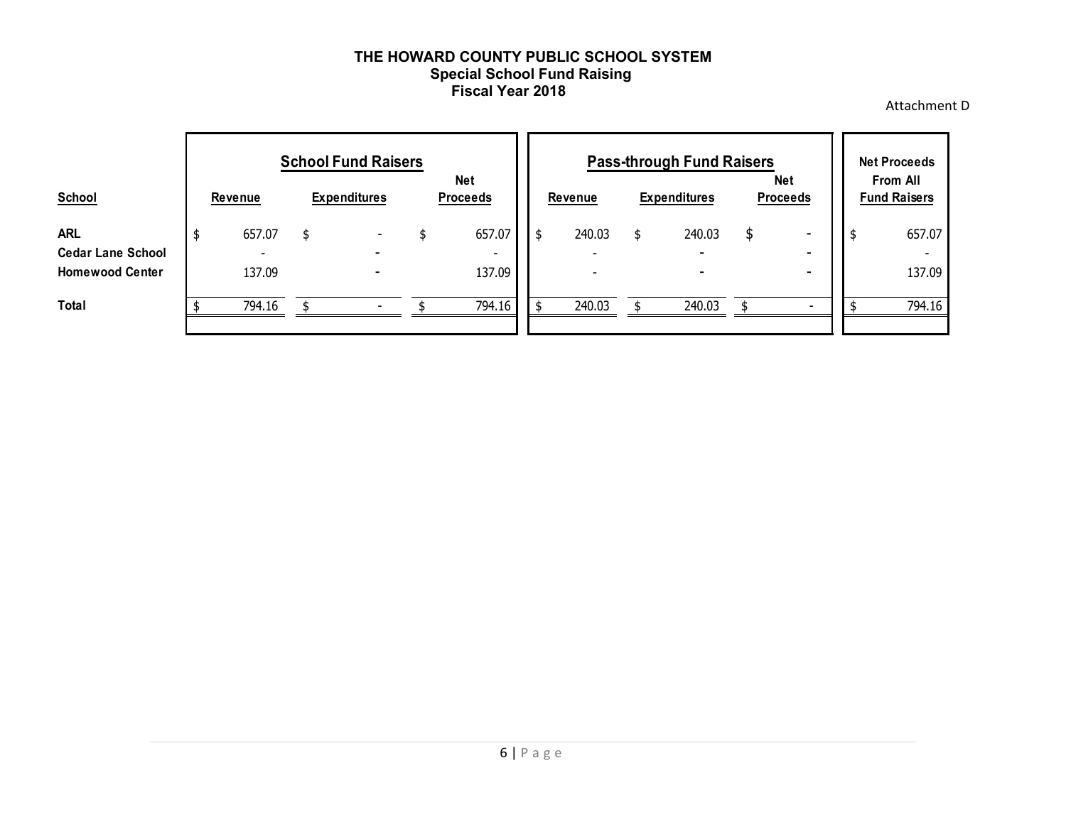**THE HOWARD COUNTY PUBLIC SCHOOL SYSTEM**
**Special School Fund Raising**
**Fiscal Year 2018**

Attachment D

| School | School Fund Raisers | | | Pass-through Fund Raisers | | | Net Proceeds From All Fund Raisers |
|---|---|---|---|---|---|---|---|
| | Revenue | Expenditures | Net Proceeds | Revenue | Expenditures | Net Proceeds | |
| **ARL** | $ 657.07 | $ - | $ 657.07 | $ 240.03 | $ 240.03 | $ - | $ 657.07 |
| **Cedar Lane School** | - | - | - | - | - | - | - |
| **Homewood Center** | 137.09 | - | 137.09 | - | - | - | 137.09 |
| **Total** | $ 794.16 | $ - | $ 794.16 | $ 240.03 | $ 240.03 | $ - | $ 794.16 |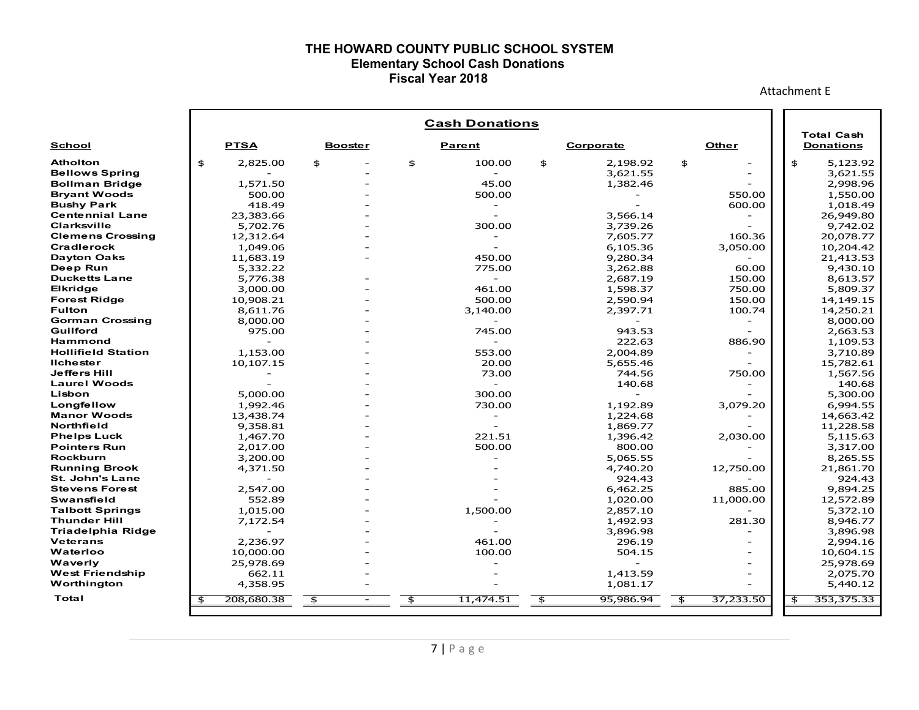**THE HOWARD COUNTY PUBLIC SCHOOL SYSTEM**
**Elementary School Cash Donations**
**Fiscal Year 2018**

Attachment E

| School | PTSA | Booster | Parent | Corporate | Other | Total Cash Donations |
|---|---|---|---|---|---|---|
| | **Cash Donations** | | | | | |
| Atholton | $ 2,825.00 | $ - | $ 100.00 | $ 2,198.92 | $ - | $ 5,123.92 |
| Bellows Spring | - | - | - | 3,621.55 | - | 3,621.55 |
| Bollman Bridge | 1,571.50 | - | 45.00 | 1,382.46 | - | 2,998.96 |
| Bryant Woods | 500.00 | - | 500.00 | - | 550.00 | 1,550.00 |
| Bushy Park | 418.49 | - | - | - | 600.00 | 1,018.49 |
| Centennial Lane | 23,383.66 | - | - | 3,566.14 | - | 26,949.80 |
| Clarksville | 5,702.76 | - | 300.00 | 3,739.26 | - | 9,742.02 |
| Clemens Crossing | 12,312.64 | - | - | 7,605.77 | 160.36 | 20,078.77 |
| Cradlerock | 1,049.06 | - | - | 6,105.36 | 3,050.00 | 10,204.42 |
| Dayton Oaks | 11,683.19 | - | 450.00 | 9,280.34 | - | 21,413.53 |
| Deep Run | 5,332.22 | | 775.00 | 3,262.88 | 60.00 | 9,430.10 |
| Ducketts Lane | 5,776.38 | - | - | 2,687.19 | 150.00 | 8,613.57 |
| Elkridge | 3,000.00 | - | 461.00 | 1,598.37 | 750.00 | 5,809.37 |
| Forest Ridge | 10,908.21 | - | 500.00 | 2,590.94 | 150.00 | 14,149.15 |
| Fulton | 8,611.76 | - | 3,140.00 | 2,397.71 | 100.74 | 14,250.21 |
| Gorman Crossing | 8,000.00 | - | - | - | - | 8,000.00 |
| Guilford | 975.00 | - | 745.00 | 943.53 | - | 2,663.53 |
| Hammond | - | - | - | 222.63 | 886.90 | 1,109.53 |
| Hollifield Station | 1,153.00 | - | 553.00 | 2,004.89 | - | 3,710.89 |
| Ilchester | 10,107.15 | - | 20.00 | 5,655.46 | - | 15,782.61 |
| Jeffers Hill | - | - | 73.00 | 744.56 | 750.00 | 1,567.56 |
| Laurel Woods | - | - | - | 140.68 | - | 140.68 |
| Lisbon | 5,000.00 | - | 300.00 | - | - | 5,300.00 |
| Longfellow | 1,992.46 | - | 730.00 | 1,192.89 | 3,079.20 | 6,994.55 |
| Manor Woods | 13,438.74 | - | - | 1,224.68 | - | 14,663.42 |
| Northfield | 9,358.81 | - | - | 1,869.77 | - | 11,228.58 |
| Phelps Luck | 1,467.70 | - | 221.51 | 1,396.42 | 2,030.00 | 5,115.63 |
| Pointers Run | 2,017.00 | - | 500.00 | 800.00 | - | 3,317.00 |
| Rockburn | 3,200.00 | - | - | 5,065.55 | - | 8,265.55 |
| Running Brook | 4,371.50 | - | - | 4,740.20 | 12,750.00 | 21,861.70 |
| St. John's Lane | - | - | - | 924.43 | - | 924.43 |
| Stevens Forest | 2,547.00 | - | - | 6,462.25 | 885.00 | 9,894.25 |
| Swansfield | 552.89 | - | - | 1,020.00 | 11,000.00 | 12,572.89 |
| Talbott Springs | 1,015.00 | - | 1,500.00 | 2,857.10 | - | 5,372.10 |
| Thunder Hill | 7,172.54 | - | - | 1,492.93 | 281.30 | 8,946.77 |
| Triadelphia Ridge | - | - | - | 3,896.98 | - | 3,896.98 |
| Veterans | 2,236.97 | - | 461.00 | 296.19 | - | 2,994.16 |
| Waterloo | 10,000.00 | - | 100.00 | 504.15 | - | 10,604.15 |
| Waverly | 25,978.69 | - | - | - | - | 25,978.69 |
| West Friendship | 662.11 | - | - | 1,413.59 | - | 2,075.70 |
| Worthington | 4,358.95 | - | - | 1,081.17 | - | 5,440.12 |
| **Total** | $ 208,680.38 | $ - | $ 11,474.51 | $ 95,986.94 | $ 37,233.50 | $ 353,375.33 |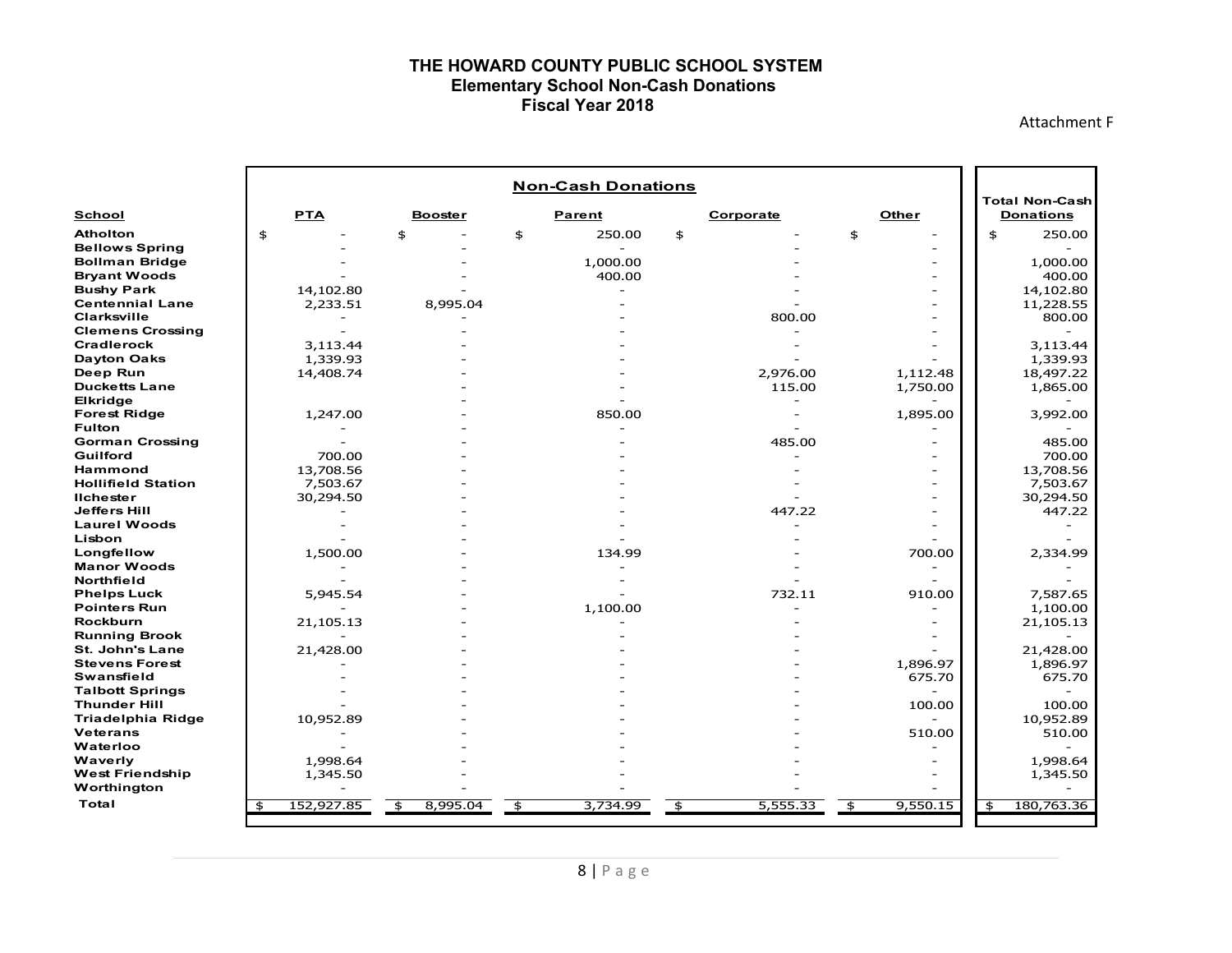# THE HOWARD COUNTY PUBLIC SCHOOL SYSTEM
## Elementary School Non-Cash Donations
### Fiscal Year 2018

Attachment F

| School | Non-Cash Donations | | | | | Total Non-Cash Donations |
|---|---|---|---|---|---|---|
| | PTA | Booster | Parent | Corporate | Other | |
| Atholton | $ - | $ - | $ 250.00 | $ - | $ - | $ 250.00 |
| Bellows Spring | - | - | - | - | - | - |
| Bollman Bridge | - | - | 1,000.00 | - | - | 1,000.00 |
| Bryant Woods | - | - | 400.00 | - | - | 400.00 |
| Bushy Park | 14,102.80 | - | - | - | - | 14,102.80 |
| Centennial Lane | 2,233.51 | 8,995.04 | - | - | - | 11,228.55 |
| Clarksville | - | - | - | 800.00 | - | 800.00 |
| Clemens Crossing | - | - | - | - | - | - |
| Cradlerock | 3,113.44 | - | - | - | - | 3,113.44 |
| Dayton Oaks | 1,339.93 | - | - | - | - | 1,339.93 |
| Deep Run | 14,408.74 | - | - | 2,976.00 | 1,112.48 | 18,497.22 |
| Ducketts Lane | - | - | - | 115.00 | 1,750.00 | 1,865.00 |
| Elkridge | | - | - | - | - | - |
| Forest Ridge | 1,247.00 | - | 850.00 | - | 1,895.00 | 3,992.00 |
| Fulton | - | - | - | - | - | - |
| Gorman Crossing | - | - | - | 485.00 | - | 485.00 |
| Guilford | 700.00 | - | - | - | - | 700.00 |
| Hammond | 13,708.56 | - | - | - | - | 13,708.56 |
| Hollifield Station | 7,503.67 | - | - | - | - | 7,503.67 |
| Ilchester | 30,294.50 | - | - | - | - | 30,294.50 |
| Jeffers Hill | - | - | - | 447.22 | - | 447.22 |
| Laurel Woods | - | - | - | - | - | - |
| Lisbon | - | - | - | - | - | - |
| Longfellow | 1,500.00 | - | 134.99 | - | 700.00 | 2,334.99 |
| Manor Woods | - | - | - | - | - | - |
| Northfield | - | - | - | - | - | - |
| Phelps Luck | 5,945.54 | - | - | 732.11 | 910.00 | 7,587.65 |
| Pointers Run | - | - | 1,100.00 | - | - | 1,100.00 |
| Rockburn | 21,105.13 | - | - | - | - | 21,105.13 |
| Running Brook | - | - | - | - | - | - |
| St. John's Lane | 21,428.00 | - | - | - | - | 21,428.00 |
| Stevens Forest | - | - | - | - | 1,896.97 | 1,896.97 |
| Swansfield | - | - | - | - | 675.70 | 675.70 |
| Talbott Springs | - | - | - | - | - | - |
| Thunder Hill | - | - | - | - | 100.00 | 100.00 |
| Triadelphia Ridge | 10,952.89 | - | - | - | - | 10,952.89 |
| Veterans | - | - | - | - | 510.00 | 510.00 |
| Waterloo | - | - | - | - | - | - |
| Waverly | 1,998.64 | - | - | - | - | 1,998.64 |
| West Friendship | 1,345.50 | - | - | - | - | 1,345.50 |
| Worthington | - | - | - | - | - | - |
| Total | $ 152,927.85 | $ 8,995.04 | $ 3,734.99 | $ 5,555.33 | $ 9,550.15 | $ 180,763.36 |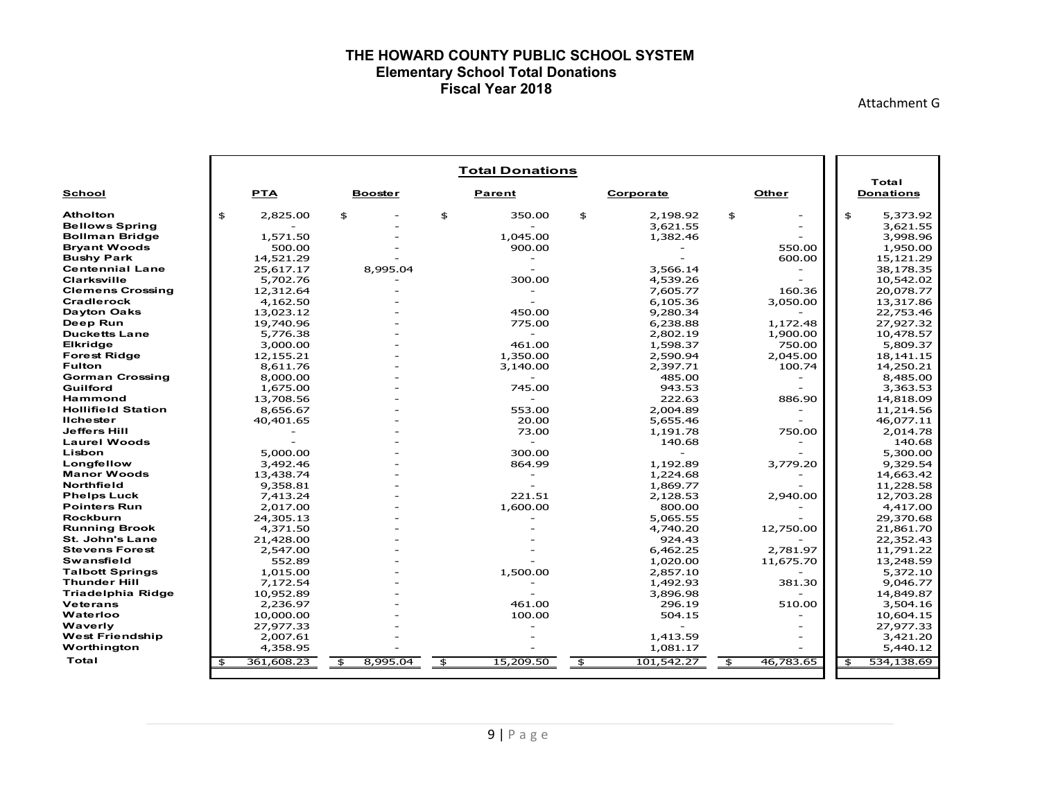# THE HOWARD COUNTY PUBLIC SCHOOL SYSTEM

## Elementary School Total Donations

### Fiscal Year 2018

Attachment G

| School | Total Donations | | | | | Total Donations |
|---|---|---|---|---|---|---|
| | PTA | Booster | Parent | Corporate | Other | |
| Atholton | $ 2,825.00 | $ - | $ 350.00 | $ 2,198.92 | $ - | $ 5,373.92 |
| Bellows Spring | - | - | - | 3,621.55 | - | 3,621.55 |
| Bollman Bridge | 1,571.50 | - | 1,045.00 | 1,382.46 | - | 3,998.96 |
| Bryant Woods | 500.00 | - | 900.00 | - | 550.00 | 1,950.00 |
| Bushy Park | 14,521.29 | - | - | - | 600.00 | 15,121.29 |
| Centennial Lane | 25,617.17 | 8,995.04 | - | 3,566.14 | - | 38,178.35 |
| Clarksville | 5,702.76 | - | 300.00 | 4,539.26 | - | 10,542.02 |
| Clemens Crossing | 12,312.64 | - | - | 7,605.77 | 160.36 | 20,078.77 |
| Cradlerock | 4,162.50 | - | - | 6,105.36 | 3,050.00 | 13,317.86 |
| Dayton Oaks | 13,023.12 | - | 450.00 | 9,280.34 | - | 22,753.46 |
| Deep Run | 19,740.96 | - | 775.00 | 6,238.88 | 1,172.48 | 27,927.32 |
| Ducketts Lane | 5,776.38 | - | - | 2,802.19 | 1,900.00 | 10,478.57 |
| Elkridge | 3,000.00 | - | 461.00 | 1,598.37 | 750.00 | 5,809.37 |
| Forest Ridge | 12,155.21 | - | 1,350.00 | 2,590.94 | 2,045.00 | 18,141.15 |
| Fulton | 8,611.76 | - | 3,140.00 | 2,397.71 | 100.74 | 14,250.21 |
| Gorman Crossing | 8,000.00 | - | - | 485.00 | - | 8,485.00 |
| Guilford | 1,675.00 | - | 745.00 | 943.53 | - | 3,363.53 |
| Hammond | 13,708.56 | - | - | 222.63 | 886.90 | 14,818.09 |
| Hollifield Station | 8,656.67 | - | 553.00 | 2,004.89 | - | 11,214.56 |
| Ilchester | 40,401.65 | - | 20.00 | 5,655.46 | - | 46,077.11 |
| Jeffers Hill | - | - | 73.00 | 1,191.78 | 750.00 | 2,014.78 |
| Laurel Woods | - | - | - | 140.68 | - | 140.68 |
| Lisbon | 5,000.00 | - | 300.00 | - | - | 5,300.00 |
| Longfellow | 3,492.46 | - | 864.99 | 1,192.89 | 3,779.20 | 9,329.54 |
| Manor Woods | 13,438.74 | - | - | 1,224.68 | - | 14,663.42 |
| Northfield | 9,358.81 | - | - | 1,869.77 | - | 11,228.58 |
| Phelps Luck | 7,413.24 | - | 221.51 | 2,128.53 | 2,940.00 | 12,703.28 |
| Pointers Run | 2,017.00 | - | 1,600.00 | 800.00 | - | 4,417.00 |
| Rockburn | 24,305.13 | - | - | 5,065.55 | - | 29,370.68 |
| Running Brook | 4,371.50 | - | - | 4,740.20 | 12,750.00 | 21,861.70 |
| St. John's Lane | 21,428.00 | - | - | 924.43 | - | 22,352.43 |
| Stevens Forest | 2,547.00 | - | - | 6,462.25 | 2,781.97 | 11,791.22 |
| Swansfield | 552.89 | - | - | 1,020.00 | 11,675.70 | 13,248.59 |
| Talbott Springs | 1,015.00 | - | 1,500.00 | 2,857.10 | - | 5,372.10 |
| Thunder Hill | 7,172.54 | - | - | 1,492.93 | 381.30 | 9,046.77 |
| Triadelphia Ridge | 10,952.89 | - | - | 3,896.98 | - | 14,849.87 |
| Veterans | 2,236.97 | - | 461.00 | 296.19 | 510.00 | 3,504.16 |
| Waterloo | 10,000.00 | - | 100.00 | 504.15 | - | 10,604.15 |
| Waverly | 27,977.33 | - | - | - | - | 27,977.33 |
| West Friendship | 2,007.61 | - | - | 1,413.59 | - | 3,421.20 |
| Worthington | 4,358.95 | - | - | 1,081.17 | - | 5,440.12 |
| Total | $ 361,608.23 | $ 8,995.04 | $ 15,209.50 | $ 101,542.27 | $ 46,783.65 | $ 534,138.69 |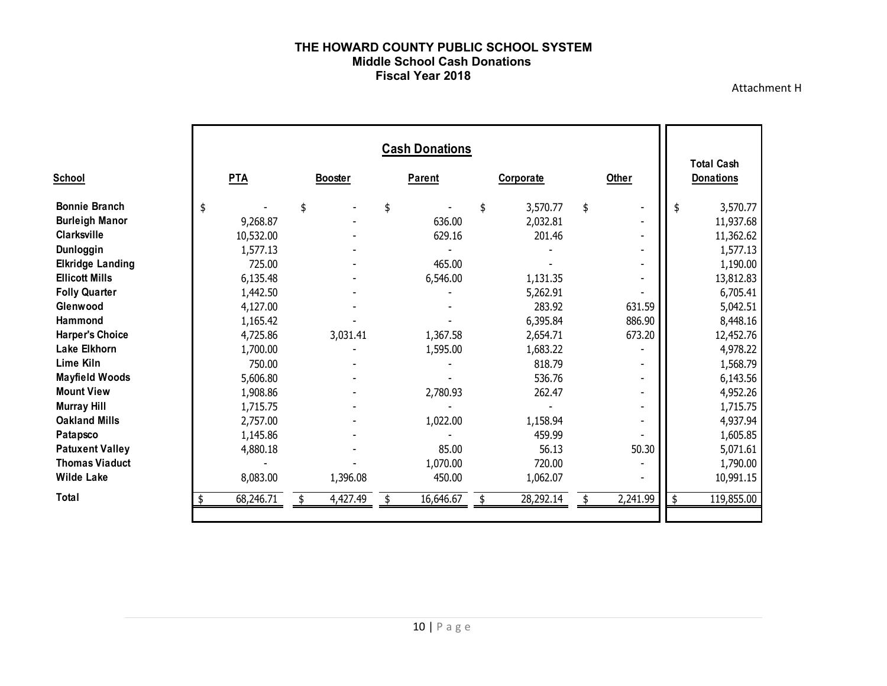# THE HOWARD COUNTY PUBLIC SCHOOL SYSTEM
## Middle School Cash Donations
## Fiscal Year 2018

Attachment H

| School | Cash Donations | | | | | Total Cash Donations |
|---|---|---|---|---|---|---|
| | PTA | Booster | Parent | Corporate | Other | |
| Bonnie Branch | $ - | $ - | $ - | $ 3,570.77 | $ - | $ 3,570.77 |
| Burleigh Manor | 9,268.87 | - | 636.00 | 2,032.81 | - | 11,937.68 |
| Clarksville | 10,532.00 | - | 629.16 | 201.46 | - | 11,362.62 |
| Dunloggin | 1,577.13 | - | - | - | - | 1,577.13 |
| Elkridge Landing | 725.00 | - | 465.00 | - | - | 1,190.00 |
| Ellicott Mills | 6,135.48 | - | 6,546.00 | 1,131.35 | - | 13,812.83 |
| Folly Quarter | 1,442.50 | - | - | 5,262.91 | - | 6,705.41 |
| Glenwood | 4,127.00 | - | - | 283.92 | 631.59 | 5,042.51 |
| Hammond | 1,165.42 | - | - | 6,395.84 | 886.90 | 8,448.16 |
| Harper's Choice | 4,725.86 | 3,031.41 | 1,367.58 | 2,654.71 | 673.20 | 12,452.76 |
| Lake Elkhorn | 1,700.00 | - | 1,595.00 | 1,683.22 | - | 4,978.22 |
| Lime Kiln | 750.00 | - | - | 818.79 | - | 1,568.79 |
| Mayfield Woods | 5,606.80 | - | - | 536.76 | - | 6,143.56 |
| Mount View | 1,908.86 | - | 2,780.93 | 262.47 | - | 4,952.26 |
| Murray Hill | 1,715.75 | - | - | - | - | 1,715.75 |
| Oakland Mills | 2,757.00 | - | 1,022.00 | 1,158.94 | - | 4,937.94 |
| Patapsco | 1,145.86 | - | - | 459.99 | - | 1,605.85 |
| Patuxent Valley | 4,880.18 | - | 85.00 | 56.13 | 50.30 | 5,071.61 |
| Thomas Viaduct | - | - | 1,070.00 | 720.00 | - | 1,790.00 |
| Wilde Lake | 8,083.00 | 1,396.08 | 450.00 | 1,062.07 | - | 10,991.15 |
| **Total** | $ 68,246.71 | $ 4,427.49 | $ 16,646.67 | $ 28,292.14 | $ 2,241.99 | $ 119,855.00 |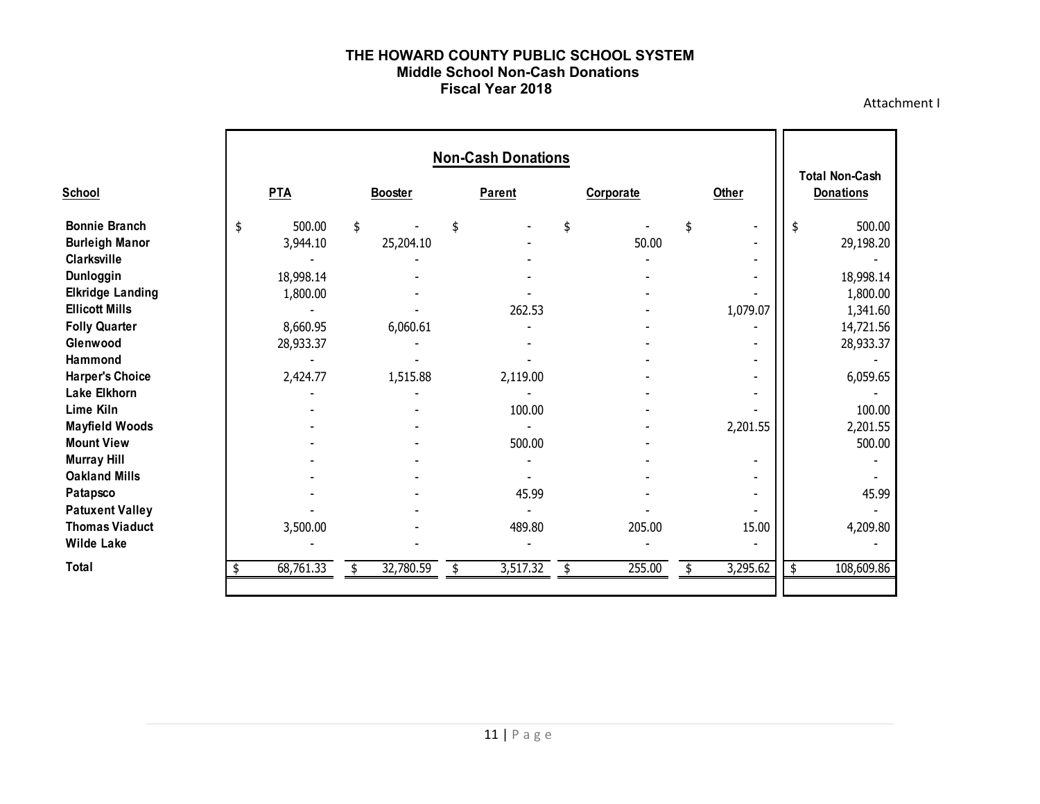**THE HOWARD COUNTY PUBLIC SCHOOL SYSTEM**
**Middle School Non-Cash Donations**
**Fiscal Year 2018**

Attachment I

| School | Non-Cash Donations | | | | | Total Non-Cash Donations |
|---|---|---|---|---|---|---|
| | PTA | Booster | Parent | Corporate | Other | |
| Bonnie Branch | $ 500.00 | $ - | $ - | $ - | $ - | $ 500.00 |
| Burleigh Manor | 3,944.10 | 25,204.10 | - | 50.00 | - | 29,198.20 |
| Clarksville | - | - | - | - | - | - |
| Dunloggin | 18,998.14 | - | - | - | - | 18,998.14 |
| Elkridge Landing | 1,800.00 | - | - | - | - | 1,800.00 |
| Ellicott Mills | - | - | 262.53 | - | 1,079.07 | 1,341.60 |
| Folly Quarter | 8,660.95 | 6,060.61 | - | - | - | 14,721.56 |
| Glenwood | 28,933.37 | - | - | - | - | 28,933.37 |
| Hammond | - | - | - | - | - | - |
| Harper's Choice | 2,424.77 | 1,515.88 | 2,119.00 | - | - | 6,059.65 |
| Lake Elkhorn | - | - | - | - | - | - |
| Lime Kiln | - | - | 100.00 | - | - | 100.00 |
| Mayfield Woods | - | - | - | - | 2,201.55 | 2,201.55 |
| Mount View | - | - | 500.00 | - | | 500.00 |
| Murray Hill | - | - | - | - | - | - |
| Oakland Mills | - | - | - | - | - | - |
| Patapsco | - | - | 45.99 | - | - | 45.99 |
| Patuxent Valley | - | - | - | - | - | - |
| Thomas Viaduct | 3,500.00 | - | 489.80 | 205.00 | 15.00 | 4,209.80 |
| Wilde Lake | - | - | - | - | - | - |
| **Total** | $ 68,761.33 | $ 32,780.59 | $ 3,517.32 | $ 255.00 | $ 3,295.62 | $ 108,609.86 |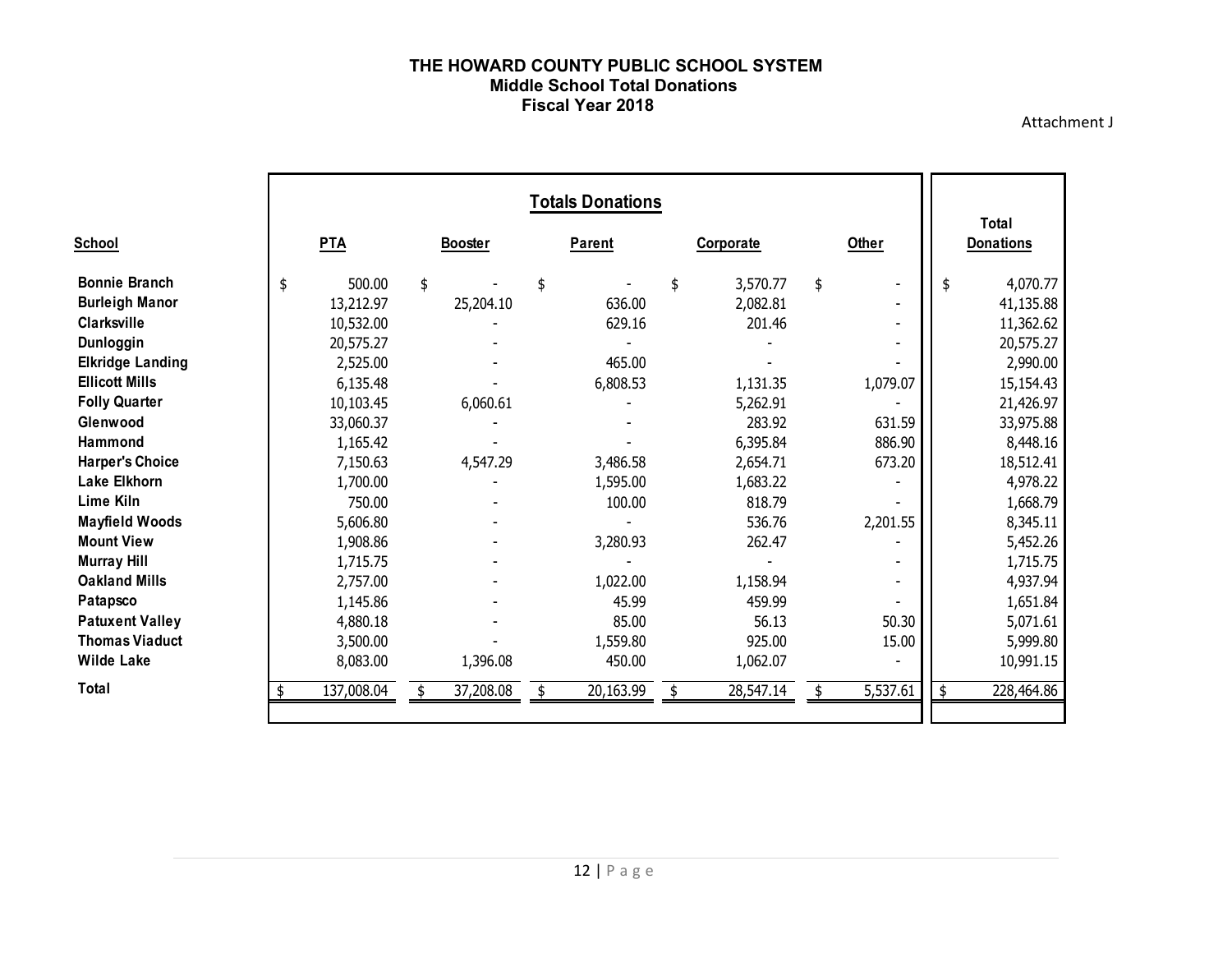# THE HOWARD COUNTY PUBLIC SCHOOL SYSTEM
## Middle School Total Donations
### Fiscal Year 2018

Attachment J

| School | Totals Donations | | | | | Total Donations |
|---|---|---|---|---|---|---|
| | PTA | Booster | Parent | Corporate | Other | |
| Bonnie Branch | $ 500.00 | $ - | $ - | $ 3,570.77 | $ - | $ 4,070.77 |
| Burleigh Manor | 13,212.97 | 25,204.10 | 636.00 | 2,082.81 | - | 41,135.88 |
| Clarksville | 10,532.00 | - | 629.16 | 201.46 | - | 11,362.62 |
| Dunloggin | 20,575.27 | - | - | - | - | 20,575.27 |
| Elkridge Landing | 2,525.00 | - | 465.00 | - | - | 2,990.00 |
| Ellicott Mills | 6,135.48 | - | 6,808.53 | 1,131.35 | 1,079.07 | 15,154.43 |
| Folly Quarter | 10,103.45 | 6,060.61 | - | 5,262.91 | - | 21,426.97 |
| Glenwood | 33,060.37 | - | - | 283.92 | 631.59 | 33,975.88 |
| Hammond | 1,165.42 | - | - | 6,395.84 | 886.90 | 8,448.16 |
| Harper's Choice | 7,150.63 | 4,547.29 | 3,486.58 | 2,654.71 | 673.20 | 18,512.41 |
| Lake Elkhorn | 1,700.00 | - | 1,595.00 | 1,683.22 | - | 4,978.22 |
| Lime Kiln | 750.00 | - | 100.00 | 818.79 | - | 1,668.79 |
| Mayfield Woods | 5,606.80 | - | - | 536.76 | 2,201.55 | 8,345.11 |
| Mount View | 1,908.86 | - | 3,280.93 | 262.47 | - | 5,452.26 |
| Murray Hill | 1,715.75 | - | - | - | - | 1,715.75 |
| Oakland Mills | 2,757.00 | - | 1,022.00 | 1,158.94 | - | 4,937.94 |
| Patapsco | 1,145.86 | - | 45.99 | 459.99 | - | 1,651.84 |
| Patuxent Valley | 4,880.18 | - | 85.00 | 56.13 | 50.30 | 5,071.61 |
| Thomas Viaduct | 3,500.00 | - | 1,559.80 | 925.00 | 15.00 | 5,999.80 |
| Wilde Lake | 8,083.00 | 1,396.08 | 450.00 | 1,062.07 | - | 10,991.15 |
| Total | $ 137,008.04 | $ 37,208.08 | $ 20,163.99 | $ 28,547.14 | $ 5,537.61 | $ 228,464.86 |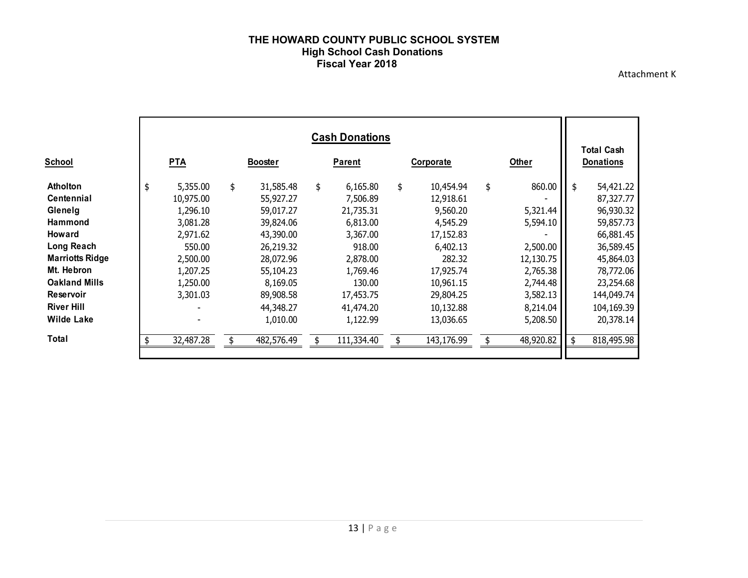# THE HOWARD COUNTY PUBLIC SCHOOL SYSTEM
## High School Cash Donations
### Fiscal Year 2018

Attachment K

| | Cash Donations | | | | | |
|---|---|---|---|---|---|---|
| **School** | **PTA** | **Booster** | **Parent** | **Corporate** | **Other** | **Total Cash Donations** |
| **Atholton** | $ 5,355.00 | $ 31,585.48 | $ 6,165.80 | $ 10,454.94 | $ 860.00 | $ 54,421.22 |
| **Centennial** | 10,975.00 | 55,927.27 | 7,506.89 | 12,918.61 | - | 87,327.77 |
| **Glenelg** | 1,296.10 | 59,017.27 | 21,735.31 | 9,560.20 | 5,321.44 | 96,930.32 |
| **Hammond** | 3,081.28 | 39,824.06 | 6,813.00 | 4,545.29 | 5,594.10 | 59,857.73 |
| **Howard** | 2,971.62 | 43,390.00 | 3,367.00 | 17,152.83 | - | 66,881.45 |
| **Long Reach** | 550.00 | 26,219.32 | 918.00 | 6,402.13 | 2,500.00 | 36,589.45 |
| **Marriotts Ridge** | 2,500.00 | 28,072.96 | 2,878.00 | 282.32 | 12,130.75 | 45,864.03 |
| **Mt. Hebron** | 1,207.25 | 55,104.23 | 1,769.46 | 17,925.74 | 2,765.38 | 78,772.06 |
| **Oakland Mills** | 1,250.00 | 8,169.05 | 130.00 | 10,961.15 | 2,744.48 | 23,254.68 |
| **Reservoir** | 3,301.03 | 89,908.58 | 17,453.75 | 29,804.25 | 3,582.13 | 144,049.74 |
| **River Hill** | - | 44,348.27 | 41,474.20 | 10,132.88 | 8,214.04 | 104,169.39 |
| **Wilde Lake** | - | 1,010.00 | 1,122.99 | 13,036.65 | 5,208.50 | 20,378.14 |
| **Total** | $ 32,487.28 | $ 482,576.49 | $ 111,334.40 | $ 143,176.99 | $ 48,920.82 | $ 818,495.98 |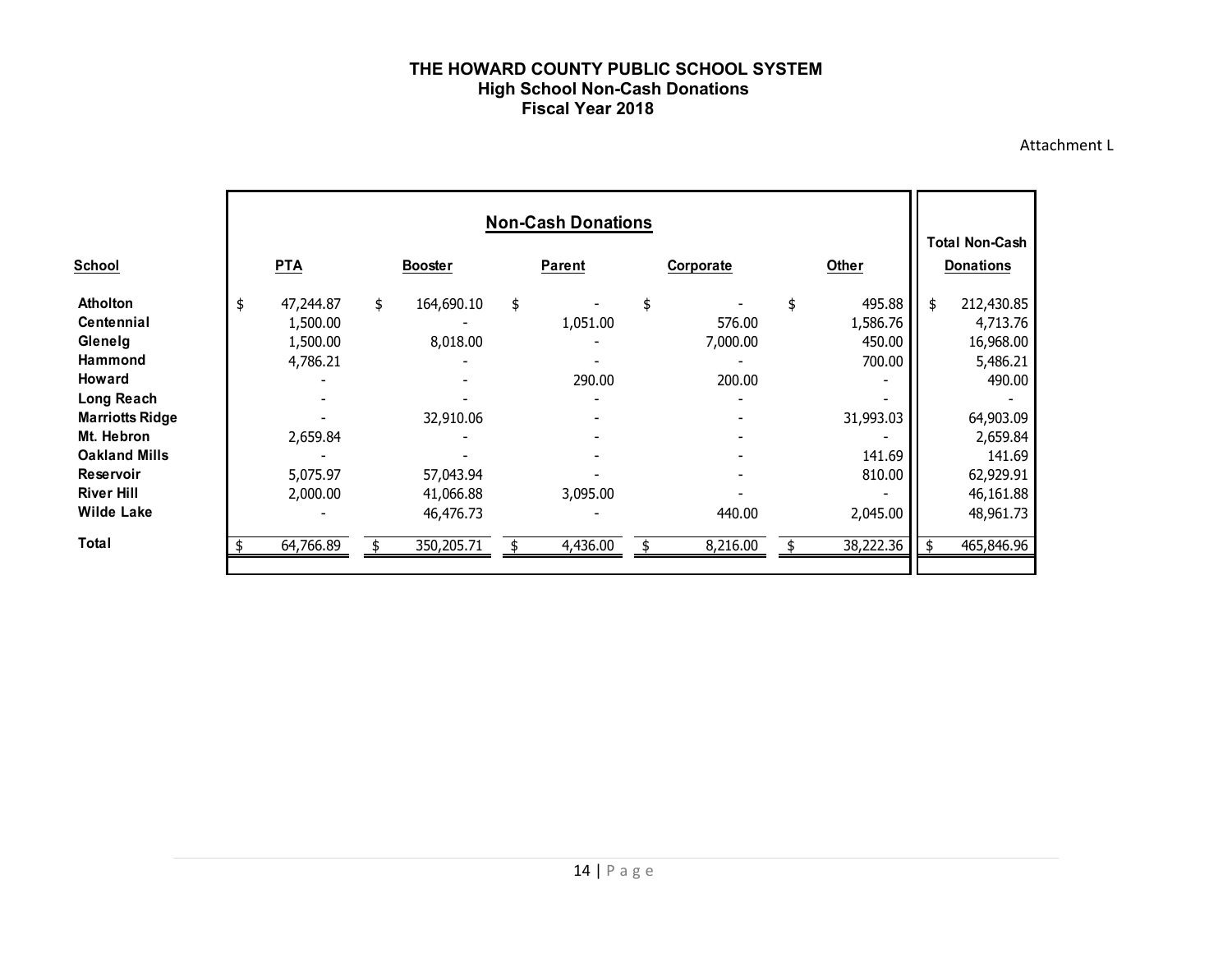# THE HOWARD COUNTY PUBLIC SCHOOL SYSTEM
## High School Non-Cash Donations
### Fiscal Year 2018

Attachment L

| School | Non-Cash Donations | | | | | Total Non-Cash |
|---|---|---|---|---|---|---|
| | PTA | Booster | Parent | Corporate | Other | Donations |
| Atholton | $ 47,244.87 | $ 164,690.10 | $ - | $ - | $ 495.88 | $ 212,430.85 |
| Centennial | 1,500.00 | - | 1,051.00 | 576.00 | 1,586.76 | 4,713.76 |
| Glenelg | 1,500.00 | 8,018.00 | - | 7,000.00 | 450.00 | 16,968.00 |
| Hammond | 4,786.21 | - | - | - | 700.00 | 5,486.21 |
| Howard | - | - | 290.00 | 200.00 | - | 490.00 |
| Long Reach | - | - | - | - | - | - |
| Marriotts Ridge | - | 32,910.06 | - | - | 31,993.03 | 64,903.09 |
| Mt. Hebron | 2,659.84 | - | - | - | - | 2,659.84 |
| Oakland Mills | - | - | - | - | 141.69 | 141.69 |
| Reservoir | 5,075.97 | 57,043.94 | - | - | 810.00 | 62,929.91 |
| River Hill | 2,000.00 | 41,066.88 | 3,095.00 | - | - | 46,161.88 |
| Wilde Lake | - | 46,476.73 | - | 440.00 | 2,045.00 | 48,961.73 |
| Total | $ 64,766.89 | $ 350,205.71 | $ 4,436.00 | $ 8,216.00 | $ 38,222.36 | $ 465,846.96 |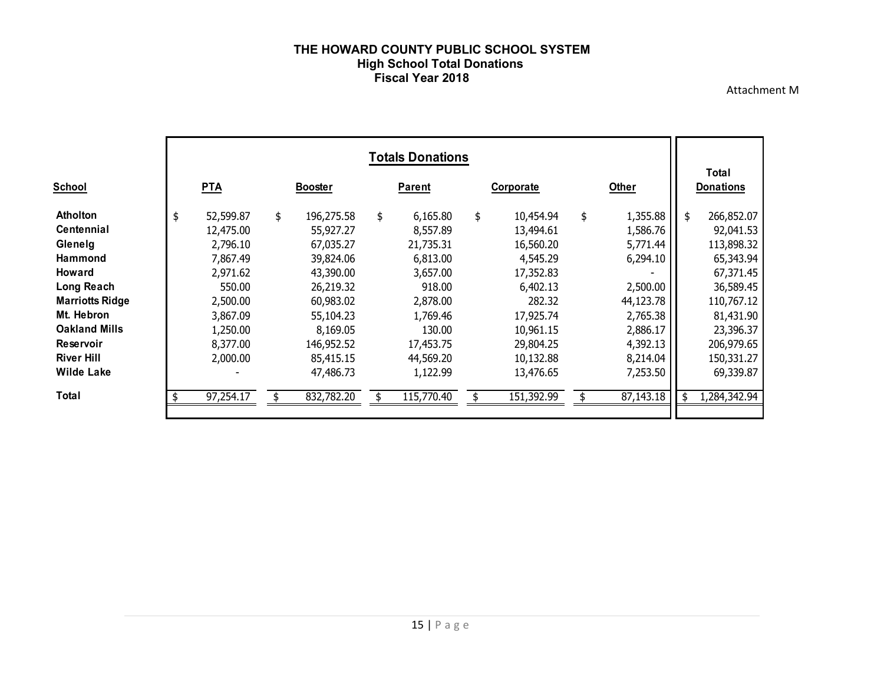# THE HOWARD COUNTY PUBLIC SCHOOL SYSTEM

## High School Total Donations

### Fiscal Year 2018

Attachment M

| School | Totals Donations | | | | | Total Donations |
|---|---|---|---|---|---|---|
| | PTA | Booster | Parent | Corporate | Other | |
| Atholton | $ 52,599.87 | $ 196,275.58 | $ 6,165.80 | $ 10,454.94 | $ 1,355.88 | $ 266,852.07 |
| Centennial | 12,475.00 | 55,927.27 | 8,557.89 | 13,494.61 | 1,586.76 | 92,041.53 |
| Glenelg | 2,796.10 | 67,035.27 | 21,735.31 | 16,560.20 | 5,771.44 | 113,898.32 |
| Hammond | 7,867.49 | 39,824.06 | 6,813.00 | 4,545.29 | 6,294.10 | 65,343.94 |
| Howard | 2,971.62 | 43,390.00 | 3,657.00 | 17,352.83 | - | 67,371.45 |
| Long Reach | 550.00 | 26,219.32 | 918.00 | 6,402.13 | 2,500.00 | 36,589.45 |
| Marriotts Ridge | 2,500.00 | 60,983.02 | 2,878.00 | 282.32 | 44,123.78 | 110,767.12 |
| Mt. Hebron | 3,867.09 | 55,104.23 | 1,769.46 | 17,925.74 | 2,765.38 | 81,431.90 |
| Oakland Mills | 1,250.00 | 8,169.05 | 130.00 | 10,961.15 | 2,886.17 | 23,396.37 |
| Reservoir | 8,377.00 | 146,952.52 | 17,453.75 | 29,804.25 | 4,392.13 | 206,979.65 |
| River Hill | 2,000.00 | 85,415.15 | 44,569.20 | 10,132.88 | 8,214.04 | 150,331.27 |
| Wilde Lake | - | 47,486.73 | 1,122.99 | 13,476.65 | 7,253.50 | 69,339.87 |
| Total | $ 97,254.17 | $ 832,782.20 | $ 115,770.40 | $ 151,392.99 | $ 87,143.18 | $ 1,284,342.94 |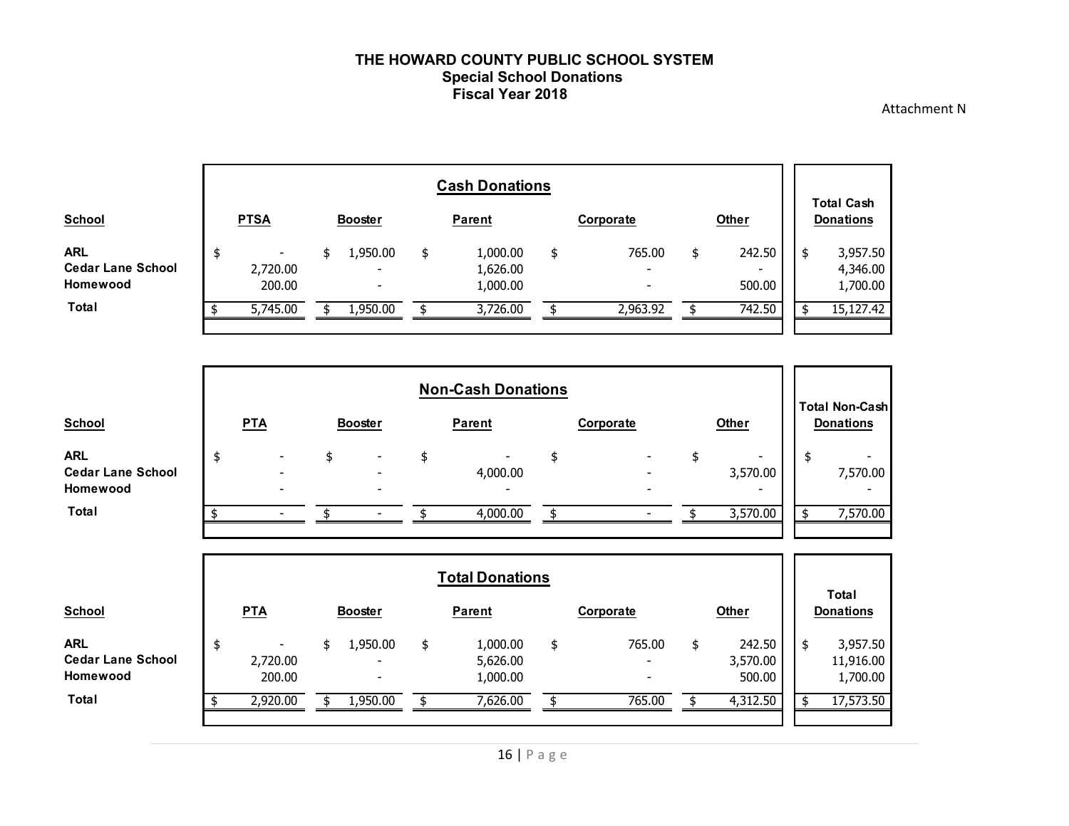# THE HOWARD COUNTY PUBLIC SCHOOL SYSTEM
## Special School Donations
## Fiscal Year 2018

Attachment N

| School | Cash Donations PTSA | Booster | Parent | Corporate | Other | Total Cash Donations |
|---|---|---|---|---|---|---|
| ARL | $ - | $ 1,950.00 | $ 1,000.00 | $ 765.00 | $ 242.50 | $ 3,957.50 |
| Cedar Lane School | 2,720.00 | - | 1,626.00 | - | - | 4,346.00 |
| Homewood | 200.00 | - | 1,000.00 | - | 500.00 | 1,700.00 |
| Total | $ 5,745.00 | $ 1,950.00 | $ 3,726.00 | $ 2,963.92 | $ 742.50 | $ 15,127.42 |

| School | Non-Cash Donations PTA | Booster | Parent | Corporate | Other | Total Non-Cash Donations |
|---|---|---|---|---|---|---|
| ARL | $ - | $ - | $ - | $ - | $ - | $ - |
| Cedar Lane School | - | - | 4,000.00 | - | 3,570.00 | 7,570.00 |
| Homewood | - | - | - | - | - | - |
| Total | $ - | $ - | $ 4,000.00 | $ - | $ 3,570.00 | $ 7,570.00 |

| School | Total Donations PTA | Booster | Parent | Corporate | Other | Total Donations |
|---|---|---|---|---|---|---|
| ARL | $ - | $ 1,950.00 | $ 1,000.00 | $ 765.00 | $ 242.50 | $ 3,957.50 |
| Cedar Lane School | 2,720.00 | - | 5,626.00 | - | 3,570.00 | 11,916.00 |
| Homewood | 200.00 | - | 1,000.00 | - | 500.00 | 1,700.00 |
| Total | $ 2,920.00 | $ 1,950.00 | $ 7,626.00 | $ 765.00 | $ 4,312.50 | $ 17,573.50 |